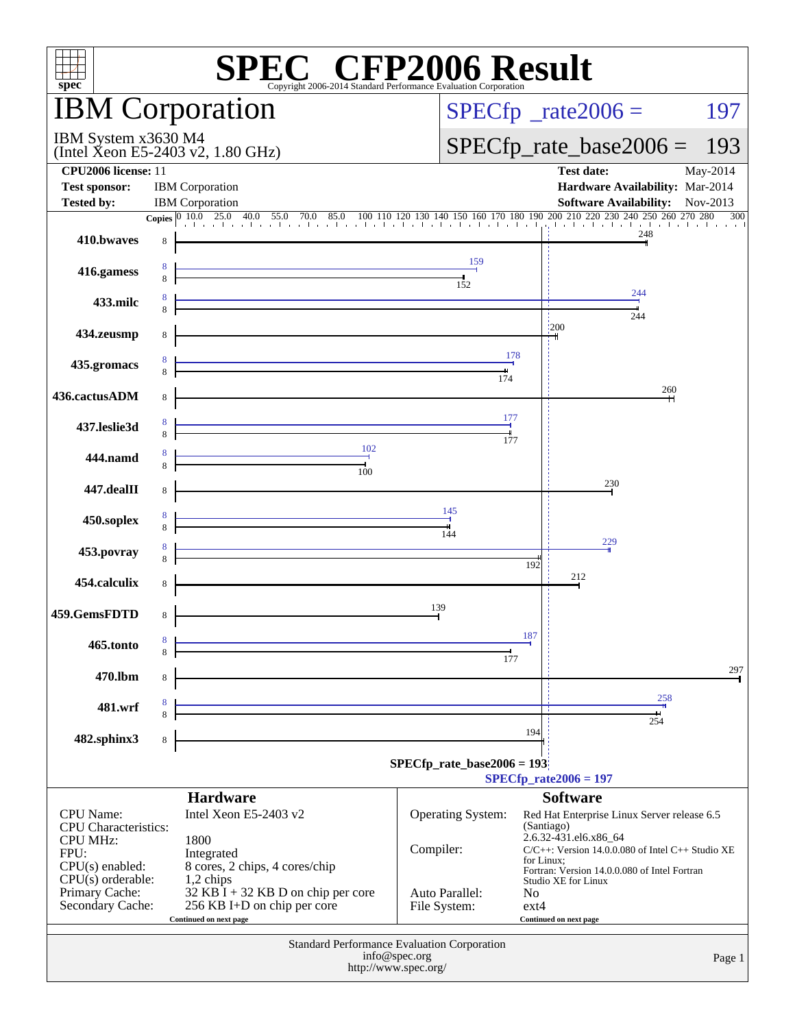# SPEC CFP2006 Result

Copyright 2006-2014 Standard Performance Evaluation Corporation

## IBM Corporation

IBM System x3630 M4
(Intel Xeon E5-2403 v2, 1.80 GHz)

SPECfp_rate2006 = 197

SPECfp_rate_base2006 = 193

**CPU2006 license:** 11
**Test sponsor:** IBM Corporation
**Tested by:** IBM Corporation

**Test date:** May-2014
**Hardware Availability:** Mar-2014
**Software Availability:** Nov-2013

| Benchmark | Copies (peak) | Peak | Copies (base) | Base |
|---|---|---|---|---|
| 410.bwaves | | | 8 | 248 |
| 416.gamess | 8 | 159 | 8 | 152 |
| 433.milc | 8 | 244 | 8 | 244 |
| 434.zeusmp | | | 8 | 200 |
| 435.gromacs | 8 | 178 | 8 | 174 |
| 436.cactusADM | | | 8 | 260 |
| 437.leslie3d | 8 | 177 | 8 | 177 |
| 444.namd | 8 | 102 | 8 | 100 |
| 447.dealII | | | 8 | 230 |
| 450.soplex | 8 | 145 | 8 | 144 |
| 453.povray | 8 | 229 | 8 | 192 |
| 454.calculix | | | 8 | 212 |
| 459.GemsFDTD | | | 8 | 139 |
| 465.tonto | 8 | 187 | 8 | 177 |
| 470.lbm | | | 8 | 297 |
| 481.wrf | 8 | 258 | 8 | 254 |
| 482.sphinx3 | | | 8 | 194 |

SPECfp_rate_base2006 = 193

SPECfp_rate2006 = 197

### Hardware

| | |
|---|---|
| CPU Name: | Intel Xeon E5-2403 v2 |
| CPU Characteristics: | |
| CPU MHz: | 1800 |
| FPU: | Integrated |
| CPU(s) enabled: | 8 cores, 2 chips, 4 cores/chip |
| CPU(s) orderable: | 1,2 chips |
| Primary Cache: | 32 KB I + 32 KB D on chip per core |
| Secondary Cache: | 256 KB I+D on chip per core |

Continued on next page

### Software

| | |
|---|---|
| Operating System: | Red Hat Enterprise Linux Server release 6.5 (Santiago) 2.6.32-431.el6.x86_64 |
| Compiler: | C/C++: Version 14.0.0.080 of Intel C++ Studio XE for Linux; Fortran: Version 14.0.0.080 of Intel Fortran Studio XE for Linux |
| Auto Parallel: | No |
| File System: | ext4 |

Continued on next page

Standard Performance Evaluation Corporation
info@spec.org
http://www.spec.org/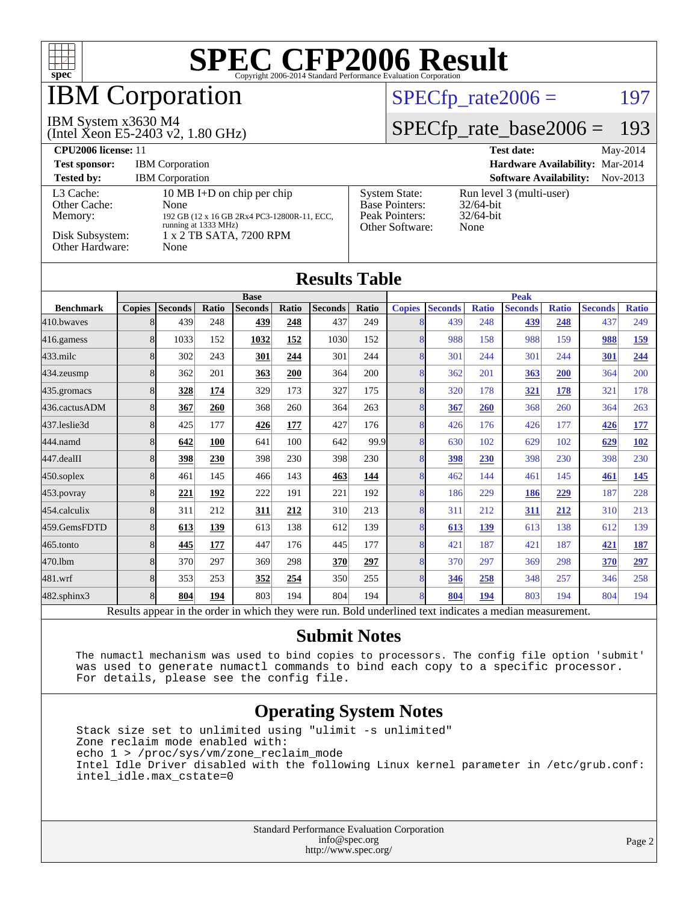# SPEC CFP2006 Result

Copyright 2006-2014 Standard Performance Evaluation Corporation

## IBM Corporation

IBM System x3630 M4
(Intel Xeon E5-2403 v2, 1.80 GHz)

SPECfp_rate2006 = 197

SPECfp_rate_base2006 = 193

**CPU2006 license:** 11
**Test sponsor:** IBM Corporation
**Tested by:** IBM Corporation

**Test date:** May-2014
**Hardware Availability:** Mar-2014
**Software Availability:** Nov-2013

| | |
|---|---|
| L3 Cache: | 10 MB I+D on chip per chip |
| Other Cache: | None |
| Memory: | 192 GB (12 x 16 GB 2Rx4 PC3-12800R-11, ECC, running at 1333 MHz) |
| Disk Subsystem: | 1 x 2 TB SATA, 7200 RPM |
| Other Hardware: | None |

| | |
|---|---|
| System State: | Run level 3 (multi-user) |
| Base Pointers: | 32/64-bit |
| Peak Pointers: | 32/64-bit |
| Other Software: | None |

## Results Table

| | Base | | | | | | | Peak | | | | | | |
|---|---|---|---|---|---|---|---|---|---|---|---|---|---|---|
| Benchmark | Copies | Seconds | Ratio | Seconds | Ratio | Seconds | Ratio | Copies | Seconds | Ratio | Seconds | Ratio | Seconds | Ratio |
| 410.bwaves | 8 | 439 | 248 | **439** | **248** | 437 | 249 | 8 | 439 | 248 | **439** | **248** | 437 | 249 |
| 416.gamess | 8 | 1033 | 152 | **1032** | **152** | 1030 | 152 | 8 | 988 | 158 | 988 | 159 | **988** | **159** |
| 433.milc | 8 | 302 | 243 | **301** | **244** | 301 | 244 | 8 | 301 | 244 | 301 | 244 | **301** | **244** |
| 434.zeusmp | 8 | 362 | 201 | **363** | **200** | 364 | 200 | 8 | 362 | 201 | **363** | **200** | 364 | 200 |
| 435.gromacs | 8 | **328** | **174** | 329 | 173 | 327 | 175 | 8 | 320 | 178 | **321** | **178** | 321 | 178 |
| 436.cactusADM | 8 | **367** | **260** | 368 | 260 | 364 | 263 | 8 | **367** | **260** | 368 | 260 | 364 | 263 |
| 437.leslie3d | 8 | 425 | 177 | **426** | **177** | 427 | 176 | 8 | 426 | 176 | 426 | 177 | **426** | **177** |
| 444.namd | 8 | **642** | **100** | 641 | 100 | 642 | 99.9 | 8 | 630 | 102 | 629 | 102 | **629** | **102** |
| 447.dealII | 8 | **398** | **230** | 398 | 230 | 398 | 230 | 8 | **398** | **230** | 398 | 230 | 398 | 230 |
| 450.soplex | 8 | 461 | 145 | 466 | 143 | **463** | **144** | 8 | 462 | 144 | 461 | 145 | **461** | **145** |
| 453.povray | 8 | **221** | **192** | 222 | 191 | 221 | 192 | 8 | 186 | 229 | **186** | **229** | 187 | 228 |
| 454.calculix | 8 | 311 | 212 | **311** | **212** | 310 | 213 | 8 | 311 | 212 | **311** | **212** | 310 | 213 |
| 459.GemsFDTD | 8 | **613** | **139** | 613 | 138 | 612 | 139 | 8 | **613** | **139** | 613 | 138 | 612 | 139 |
| 465.tonto | 8 | **445** | **177** | 447 | 176 | 445 | 177 | 8 | 421 | 187 | 421 | 187 | **421** | **187** |
| 470.lbm | 8 | 370 | 297 | 369 | 298 | **370** | **297** | 8 | 370 | 297 | 369 | 298 | **370** | **297** |
| 481.wrf | 8 | 353 | 253 | **352** | **254** | 350 | 255 | 8 | **346** | **258** | 348 | 257 | 346 | 258 |
| 482.sphinx3 | 8 | **804** | **194** | 803 | 194 | 804 | 194 | 8 | **804** | **194** | 803 | 194 | 804 | 194 |

Results appear in the order in which they were run. Bold underlined text indicates a median measurement.

## Submit Notes

```
The numactl mechanism was used to bind copies to processors. The config file option 'submit'
was used to generate numactl commands to bind each copy to a specific processor.
For details, please see the config file.
```

## Operating System Notes

```
Stack size set to unlimited using "ulimit -s unlimited"
Zone reclaim mode enabled with:
echo 1 > /proc/sys/vm/zone_reclaim_mode
Intel Idle Driver disabled with the following Linux kernel parameter in /etc/grub.conf:
intel_idle.max_cstate=0
```

Standard Performance Evaluation Corporation
info@spec.org
http://www.spec.org/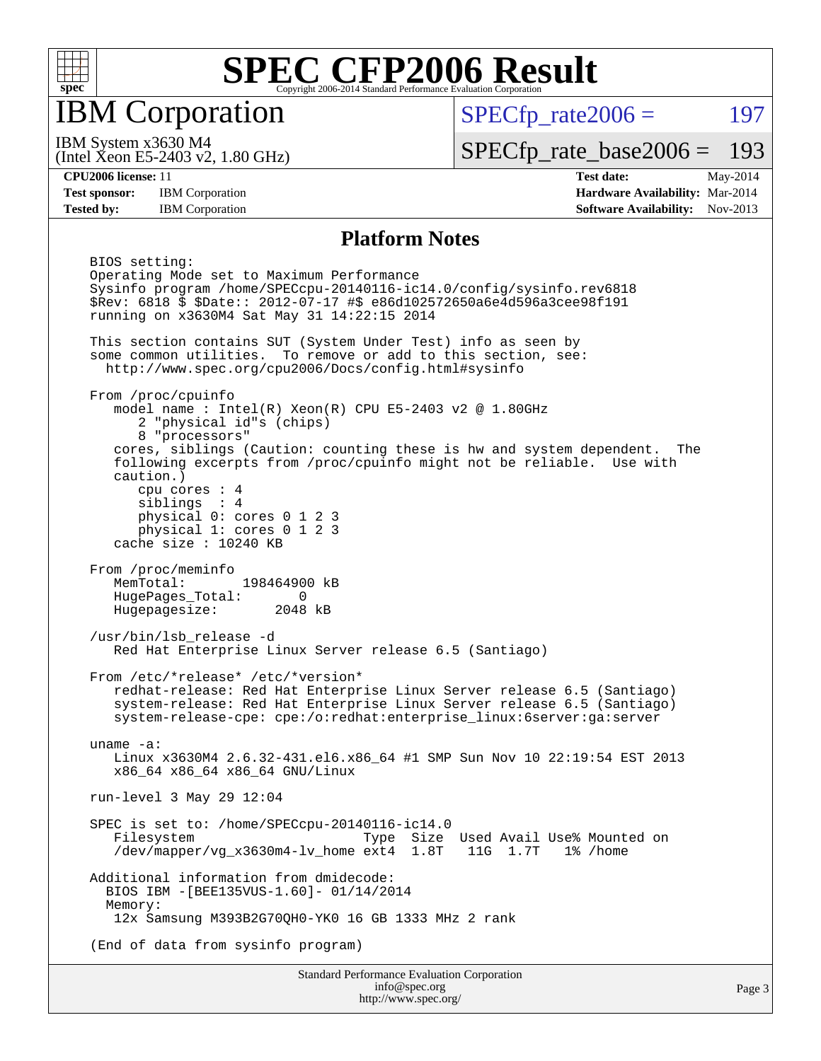# SPEC CFP2006 Result

Copyright 2006-2014 Standard Performance Evaluation Corporation

## IBM Corporation

IBM System x3630 M4
(Intel Xeon E5-2403 v2, 1.80 GHz)

SPECfp_rate2006 = 197

SPECfp_rate_base2006 = 193

**CPU2006 license:** 11
**Test sponsor:** IBM Corporation
**Tested by:** IBM Corporation

**Test date:** May-2014
**Hardware Availability:** Mar-2014
**Software Availability:** Nov-2013

### Platform Notes

```
BIOS setting:
Operating Mode set to Maximum Performance
Sysinfo program /home/SPECcpu-20140116-ic14.0/config/sysinfo.rev6818
$Rev: 6818 $ $Date:: 2012-07-17 #$ e86d102572650a6e4d596a3cee98f191
running on x3630M4 Sat May 31 14:22:15 2014

This section contains SUT (System Under Test) info as seen by
some common utilities.  To remove or add to this section, see:
  http://www.spec.org/cpu2006/Docs/config.html#sysinfo

From /proc/cpuinfo
   model name : Intel(R) Xeon(R) CPU E5-2403 v2 @ 1.80GHz
      2 "physical id"s (chips)
      8 "processors"
   cores, siblings (Caution: counting these is hw and system dependent.  The
   following excerpts from /proc/cpuinfo might not be reliable.  Use with
   caution.)
      cpu cores : 4
      siblings  : 4
      physical 0: cores 0 1 2 3
      physical 1: cores 0 1 2 3
   cache size : 10240 KB

From /proc/meminfo
   MemTotal:       198464900 kB
   HugePages_Total:       0
   Hugepagesize:       2048 kB

/usr/bin/lsb_release -d
   Red Hat Enterprise Linux Server release 6.5 (Santiago)

From /etc/*release* /etc/*version*
   redhat-release: Red Hat Enterprise Linux Server release 6.5 (Santiago)
   system-release: Red Hat Enterprise Linux Server release 6.5 (Santiago)
   system-release-cpe: cpe:/o:redhat:enterprise_linux:6server:ga:server

uname -a:
   Linux x3630M4 2.6.32-431.el6.x86_64 #1 SMP Sun Nov 10 22:19:54 EST 2013
   x86_64 x86_64 x86_64 GNU/Linux

run-level 3 May 29 12:04

SPEC is set to: /home/SPECcpu-20140116-ic14.0
   Filesystem                      Type  Size  Used Avail Use% Mounted on
   /dev/mapper/vg_x3630m4-lv_home ext4  1.8T   11G  1.7T   1% /home

Additional information from dmidecode:
  BIOS IBM -[BEE135VUS-1.60]- 01/14/2014
  Memory:
   12x Samsung M393B2G70QH0-YK0 16 GB 1333 MHz 2 rank

(End of data from sysinfo program)
```

Standard Performance Evaluation Corporation
info@spec.org
http://www.spec.org/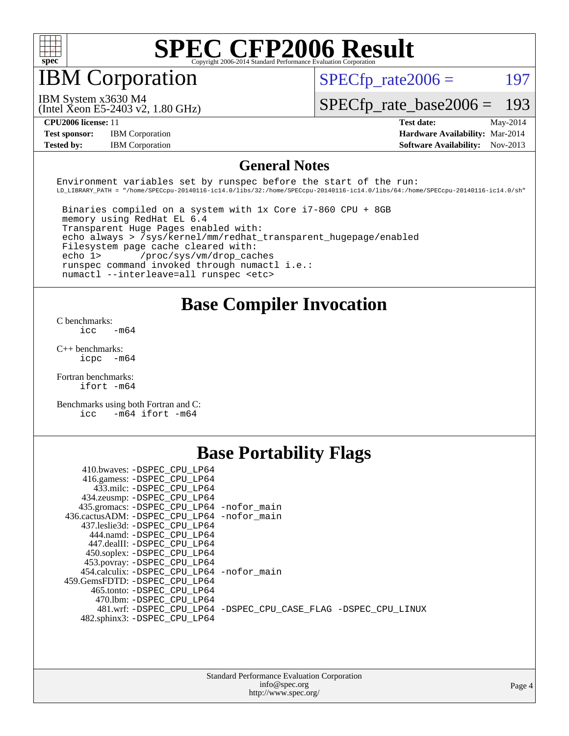# SPEC CFP2006 Result

Copyright 2006-2014 Standard Performance Evaluation Corporation

## IBM Corporation

IBM System x3630 M4
(Intel Xeon E5-2403 v2, 1.80 GHz)

SPECfp_rate2006 = 197

SPECfp_rate_base2006 = 193

| | | | |
|---|---|---|---|
| **CPU2006 license:** | 11 | **Test date:** | May-2014 |
| **Test sponsor:** | IBM Corporation | **Hardware Availability:** | Mar-2014 |
| **Tested by:** | IBM Corporation | **Software Availability:** | Nov-2013 |

## General Notes

```
Environment variables set by runspec before the start of the run:
LD_LIBRARY_PATH = "/home/SPECcpu-20140116-ic14.0/libs/32:/home/SPECcpu-20140116-ic14.0/libs/64:/home/SPECcpu-20140116-ic14.0/sh"

 Binaries compiled on a system with 1x Core i7-860 CPU + 8GB
 memory using RedHat EL 6.4
 Transparent Huge Pages enabled with:
 echo always > /sys/kernel/mm/redhat_transparent_hugepage/enabled
 Filesystem page cache cleared with:
 echo 1>       /proc/sys/vm/drop_caches
 runspec command invoked through numactl i.e.:
 numactl --interleave=all runspec <etc>
```

## Base Compiler Invocation

C benchmarks:
```
icc   -m64
```

C++ benchmarks:
```
icpc  -m64
```

Fortran benchmarks:
```
ifort -m64
```

Benchmarks using both Fortran and C:
```
icc   -m64 ifort -m64
```

## Base Portability Flags

| Benchmark | Flags |
|---|---|
| 410.bwaves: | -DSPEC_CPU_LP64 |
| 416.gamess: | -DSPEC_CPU_LP64 |
| 433.milc: | -DSPEC_CPU_LP64 |
| 434.zeusmp: | -DSPEC_CPU_LP64 |
| 435.gromacs: | -DSPEC_CPU_LP64 -nofor_main |
| 436.cactusADM: | -DSPEC_CPU_LP64 -nofor_main |
| 437.leslie3d: | -DSPEC_CPU_LP64 |
| 444.namd: | -DSPEC_CPU_LP64 |
| 447.dealII: | -DSPEC_CPU_LP64 |
| 450.soplex: | -DSPEC_CPU_LP64 |
| 453.povray: | -DSPEC_CPU_LP64 |
| 454.calculix: | -DSPEC_CPU_LP64 -nofor_main |
| 459.GemsFDTD: | -DSPEC_CPU_LP64 |
| 465.tonto: | -DSPEC_CPU_LP64 |
| 470.lbm: | -DSPEC_CPU_LP64 |
| 481.wrf: | -DSPEC_CPU_LP64 -DSPEC_CPU_CASE_FLAG -DSPEC_CPU_LINUX |
| 482.sphinx3: | -DSPEC_CPU_LP64 |

Standard Performance Evaluation Corporation
info@spec.org
http://www.spec.org/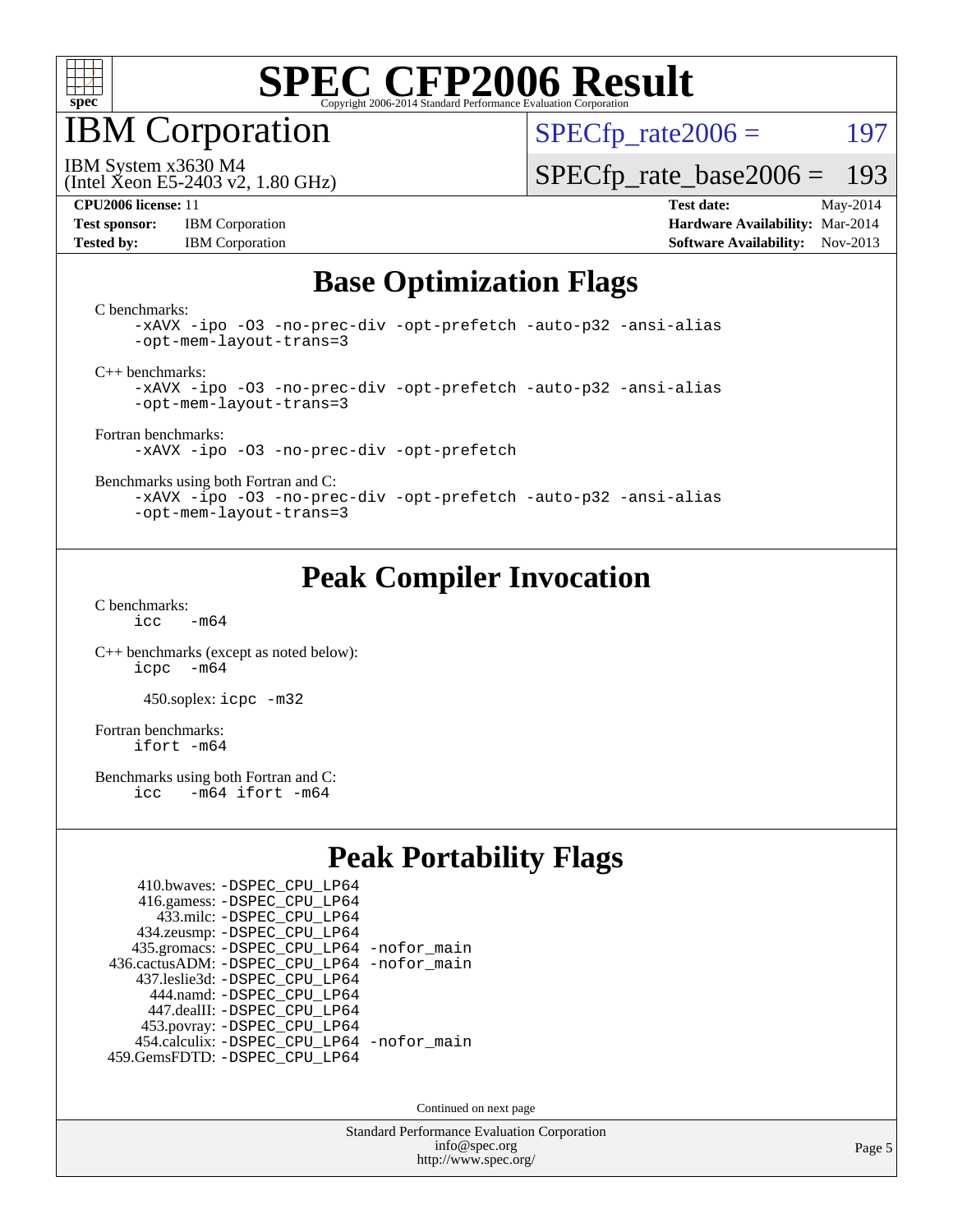# SPEC CFP2006 Result

Copyright 2006-2014 Standard Performance Evaluation Corporation

## IBM Corporation

IBM System x3630 M4
(Intel Xeon E5-2403 v2, 1.80 GHz)

SPECfp_rate2006 = 197

SPECfp_rate_base2006 = 193

| | | | |
|---|---|---|---|
| **CPU2006 license:** 11 | | **Test date:** | May-2014 |
| **Test sponsor:** | IBM Corporation | **Hardware Availability:** | Mar-2014 |
| **Tested by:** | IBM Corporation | **Software Availability:** | Nov-2013 |

## Base Optimization Flags

C benchmarks:

```
-xAVX -ipo -O3 -no-prec-div -opt-prefetch -auto-p32 -ansi-alias
-opt-mem-layout-trans=3
```

C++ benchmarks:

```
-xAVX -ipo -O3 -no-prec-div -opt-prefetch -auto-p32 -ansi-alias
-opt-mem-layout-trans=3
```

Fortran benchmarks:

```
-xAVX -ipo -O3 -no-prec-div -opt-prefetch
```

Benchmarks using both Fortran and C:

```
-xAVX -ipo -O3 -no-prec-div -opt-prefetch -auto-p32 -ansi-alias
-opt-mem-layout-trans=3
```

## Peak Compiler Invocation

C benchmarks:

```
icc   -m64
```

C++ benchmarks (except as noted below):

```
icpc  -m64
```

450.soplex: `icpc -m32`

Fortran benchmarks:

```
ifort -m64
```

Benchmarks using both Fortran and C:

```
icc   -m64 ifort -m64
```

## Peak Portability Flags

410.bwaves: `-DSPEC_CPU_LP64`
416.gamess: `-DSPEC_CPU_LP64`
433.milc: `-DSPEC_CPU_LP64`
434.zeusmp: `-DSPEC_CPU_LP64`
435.gromacs: `-DSPEC_CPU_LP64 -nofor_main`
436.cactusADM: `-DSPEC_CPU_LP64 -nofor_main`
437.leslie3d: `-DSPEC_CPU_LP64`
444.namd: `-DSPEC_CPU_LP64`
447.dealII: `-DSPEC_CPU_LP64`
453.povray: `-DSPEC_CPU_LP64`
454.calculix: `-DSPEC_CPU_LP64 -nofor_main`
459.GemsFDTD: `-DSPEC_CPU_LP64`

Continued on next page

Standard Performance Evaluation Corporation
info@spec.org
http://www.spec.org/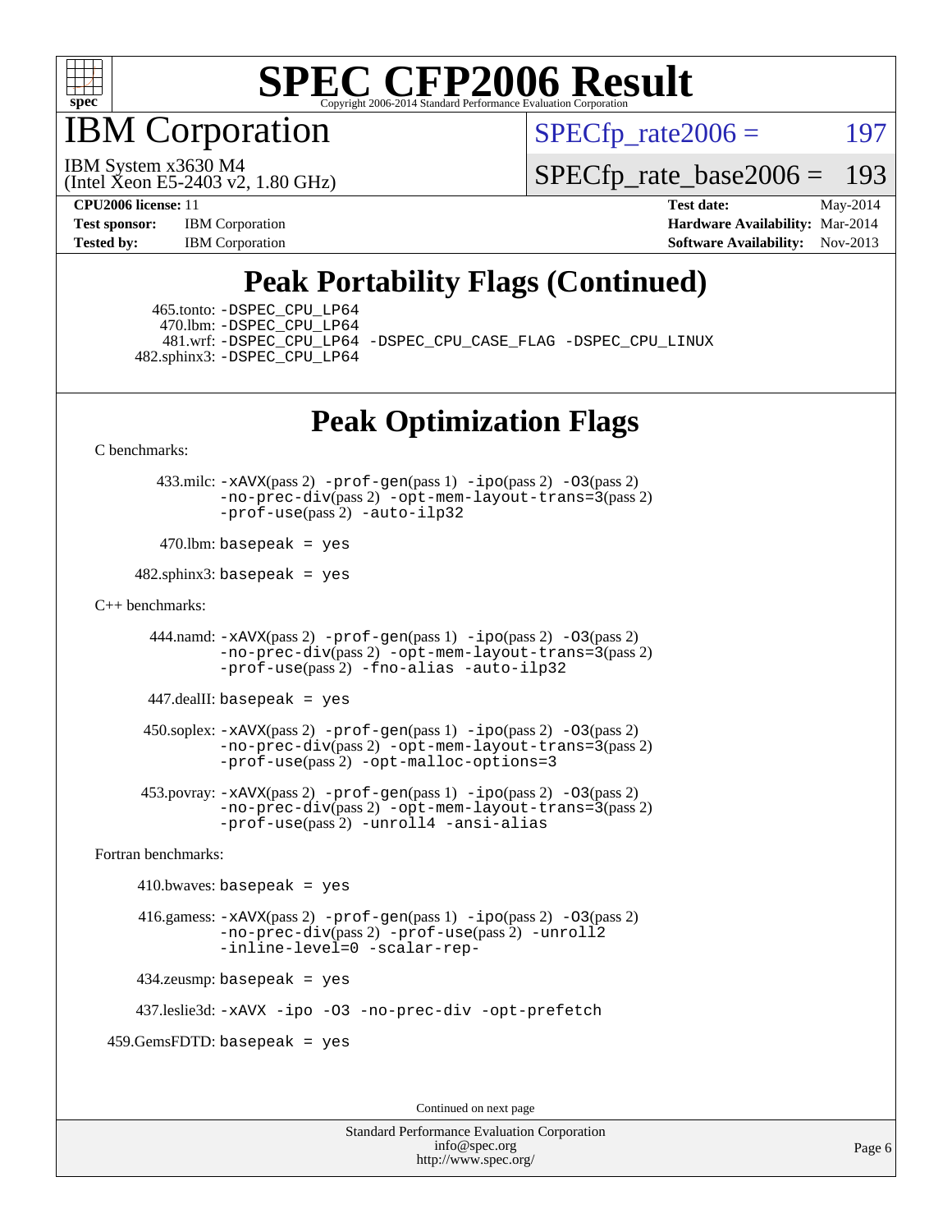# SPEC CFP2006 Result

Copyright 2006-2014 Standard Performance Evaluation Corporation

## IBM Corporation

IBM System x3630 M4
(Intel Xeon E5-2403 v2, 1.80 GHz)

SPECfp_rate2006 = 197

SPECfp_rate_base2006 = 193

**CPU2006 license:** 11
**Test sponsor:** IBM Corporation
**Tested by:** IBM Corporation

**Test date:** May-2014
**Hardware Availability:** Mar-2014
**Software Availability:** Nov-2013

## Peak Portability Flags (Continued)

465.tonto: `-DSPEC_CPU_LP64`
470.lbm: `-DSPEC_CPU_LP64`
481.wrf: `-DSPEC_CPU_LP64 -DSPEC_CPU_CASE_FLAG -DSPEC_CPU_LINUX`
482.sphinx3: `-DSPEC_CPU_LP64`

## Peak Optimization Flags

C benchmarks:

433.milc: `-xAVX`(pass 2) `-prof-gen`(pass 1) `-ipo`(pass 2) `-O3`(pass 2) `-no-prec-div`(pass 2) `-opt-mem-layout-trans=3`(pass 2) `-prof-use`(pass 2) `-auto-ilp32`

470.lbm: `basepeak = yes`

482.sphinx3: `basepeak = yes`

C++ benchmarks:

444.namd: `-xAVX`(pass 2) `-prof-gen`(pass 1) `-ipo`(pass 2) `-O3`(pass 2) `-no-prec-div`(pass 2) `-opt-mem-layout-trans=3`(pass 2) `-prof-use`(pass 2) `-fno-alias -auto-ilp32`

447.dealII: `basepeak = yes`

450.soplex: `-xAVX`(pass 2) `-prof-gen`(pass 1) `-ipo`(pass 2) `-O3`(pass 2) `-no-prec-div`(pass 2) `-opt-mem-layout-trans=3`(pass 2) `-prof-use`(pass 2) `-opt-malloc-options=3`

453.povray: `-xAVX`(pass 2) `-prof-gen`(pass 1) `-ipo`(pass 2) `-O3`(pass 2) `-no-prec-div`(pass 2) `-opt-mem-layout-trans=3`(pass 2) `-prof-use`(pass 2) `-unroll4 -ansi-alias`

Fortran benchmarks:

410.bwaves: `basepeak = yes`

416.gamess: `-xAVX`(pass 2) `-prof-gen`(pass 1) `-ipo`(pass 2) `-O3`(pass 2) `-no-prec-div`(pass 2) `-prof-use`(pass 2) `-unroll2 -inline-level=0 -scalar-rep-`

434.zeusmp: `basepeak = yes`

437.leslie3d: `-xAVX -ipo -O3 -no-prec-div -opt-prefetch`

459.GemsFDTD: `basepeak = yes`

Continued on next page

Standard Performance Evaluation Corporation
info@spec.org
http://www.spec.org/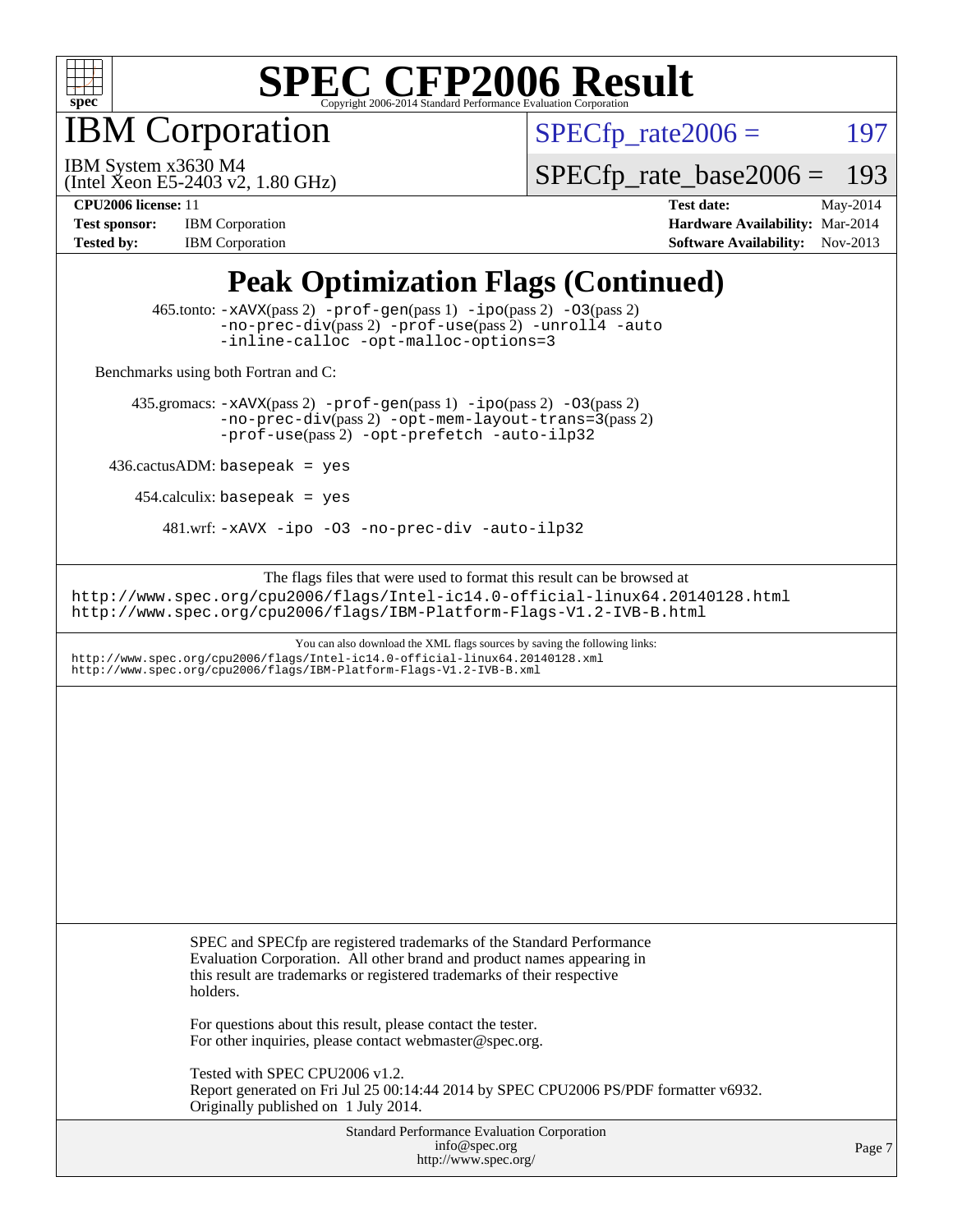# SPEC CFP2006 Result

Copyright 2006-2014 Standard Performance Evaluation Corporation

## IBM Corporation

IBM System x3630 M4
(Intel Xeon E5-2403 v2, 1.80 GHz)

SPECfp_rate2006 = 197

SPECfp_rate_base2006 = 193

**CPU2006 license:** 11
**Test sponsor:** IBM Corporation
**Tested by:** IBM Corporation

**Test date:** May-2014
**Hardware Availability:** Mar-2014
**Software Availability:** Nov-2013

## Peak Optimization Flags (Continued)

465.tonto: `-xAVX`(pass 2) `-prof-gen`(pass 1) `-ipo`(pass 2) `-O3`(pass 2) `-no-prec-div`(pass 2) `-prof-use`(pass 2) `-unroll4` `-auto` `-inline-calloc` `-opt-malloc-options=3`

Benchmarks using both Fortran and C:

435.gromacs: `-xAVX`(pass 2) `-prof-gen`(pass 1) `-ipo`(pass 2) `-O3`(pass 2) `-no-prec-div`(pass 2) `-opt-mem-layout-trans=3`(pass 2) `-prof-use`(pass 2) `-opt-prefetch` `-auto-ilp32`

436.cactusADM: `basepeak = yes`

454.calculix: `basepeak = yes`

481.wrf: `-xAVX -ipo -O3 -no-prec-div -auto-ilp32`

The flags files that were used to format this result can be browsed at
http://www.spec.org/cpu2006/flags/Intel-ic14.0-official-linux64.20140128.html
http://www.spec.org/cpu2006/flags/IBM-Platform-Flags-V1.2-IVB-B.html

You can also download the XML flags sources by saving the following links:
http://www.spec.org/cpu2006/flags/Intel-ic14.0-official-linux64.20140128.xml
http://www.spec.org/cpu2006/flags/IBM-Platform-Flags-V1.2-IVB-B.xml

SPEC and SPECfp are registered trademarks of the Standard Performance Evaluation Corporation. All other brand and product names appearing in this result are trademarks or registered trademarks of their respective holders.

For questions about this result, please contact the tester.
For other inquiries, please contact webmaster@spec.org.

Tested with SPEC CPU2006 v1.2.
Report generated on Fri Jul 25 00:14:44 2014 by SPEC CPU2006 PS/PDF formatter v6932.
Originally published on 1 July 2014.

Standard Performance Evaluation Corporation
info@spec.org
http://www.spec.org/